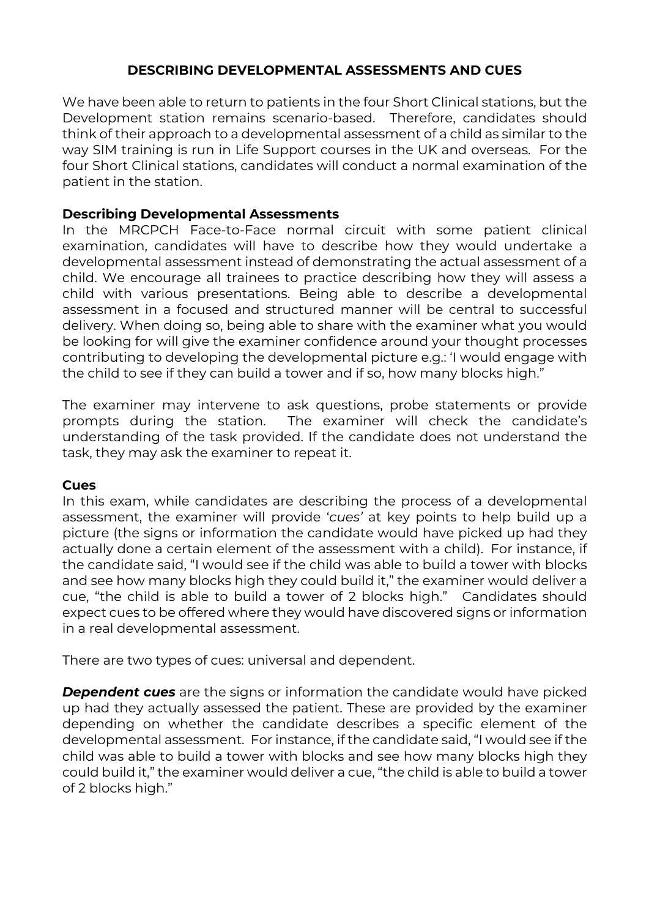# DESCRIBING DEVELOPMENTAL ASSESSMENTS AND CUES

We have been able to return to patients in the four Short Clinical stations, but the Development station remains scenario-based. Therefore, candidates should think of their approach to a developmental assessment of a child as similar to the way SIM training is run in Life Support courses in the UK and overseas. For the four Short Clinical stations, candidates will conduct a normal examination of the patient in the station.

## Describing Developmental Assessments

In the MRCPCH Face-to-Face normal circuit with some patient clinical examination, candidates will have to describe how they would undertake a developmental assessment instead of demonstrating the actual assessment of a child. We encourage all trainees to practice describing how they will assess a child with various presentations. Being able to describe a developmental assessment in a focused and structured manner will be central to successful delivery. When doing so, being able to share with the examiner what you would be looking for will give the examiner confidence around your thought processes contributing to developing the developmental picture e.g.: 'I would engage with the child to see if they can build a tower and if so, how many blocks high."

The examiner may intervene to ask questions, probe statements or provide prompts during the station. The examiner will check the candidate's understanding of the task provided. If the candidate does not understand the task, they may ask the examiner to repeat it.

## Cues

In this exam, while candidates are describing the process of a developmental assessment, the examiner will provide '*cues'* at key points to help build up a picture (the signs or information the candidate would have picked up had they actually done a certain element of the assessment with a child). For instance, if the candidate said, "I would see if the child was able to build a tower with blocks and see how many blocks high they could build it," the examiner would deliver a cue, "the child is able to build a tower of 2 blocks high." Candidates should expect cues to be offered where they would have discovered signs or information in a real developmental assessment.

There are two types of cues: universal and dependent.

***Dependent cues*** are the signs or information the candidate would have picked up had they actually assessed the patient. These are provided by the examiner depending on whether the candidate describes a specific element of the developmental assessment. For instance, if the candidate said, "I would see if the child was able to build a tower with blocks and see how many blocks high they could build it," the examiner would deliver a cue, "the child is able to build a tower of 2 blocks high."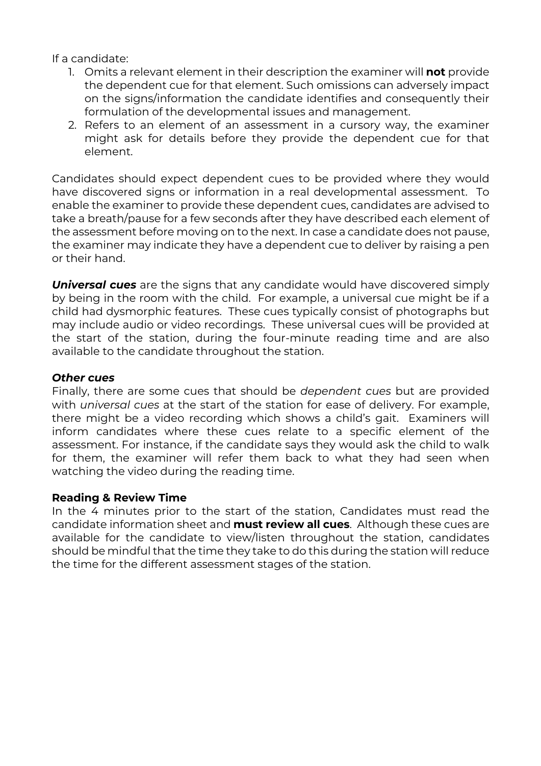If a candidate:

1. Omits a relevant element in their description the examiner will **not** provide the dependent cue for that element. Such omissions can adversely impact on the signs/information the candidate identifies and consequently their formulation of the developmental issues and management.
2. Refers to an element of an assessment in a cursory way, the examiner might ask for details before they provide the dependent cue for that element.

Candidates should expect dependent cues to be provided where they would have discovered signs or information in a real developmental assessment. To enable the examiner to provide these dependent cues, candidates are advised to take a breath/pause for a few seconds after they have described each element of the assessment before moving on to the next. In case a candidate does not pause, the examiner may indicate they have a dependent cue to deliver by raising a pen or their hand.

***Universal cues*** are the signs that any candidate would have discovered simply by being in the room with the child. For example, a universal cue might be if a child had dysmorphic features. These cues typically consist of photographs but may include audio or video recordings. These universal cues will be provided at the start of the station, during the four-minute reading time and are also available to the candidate throughout the station.

***Other cues***

Finally, there are some cues that should be *dependent cues* but are provided with *universal cues* at the start of the station for ease of delivery. For example, there might be a video recording which shows a child's gait. Examiners will inform candidates where these cues relate to a specific element of the assessment. For instance, if the candidate says they would ask the child to walk for them, the examiner will refer them back to what they had seen when watching the video during the reading time.

**Reading & Review Time**

In the 4 minutes prior to the start of the station, Candidates must read the candidate information sheet and **must review all cues**. Although these cues are available for the candidate to view/listen throughout the station, candidates should be mindful that the time they take to do this during the station will reduce the time for the different assessment stages of the station.